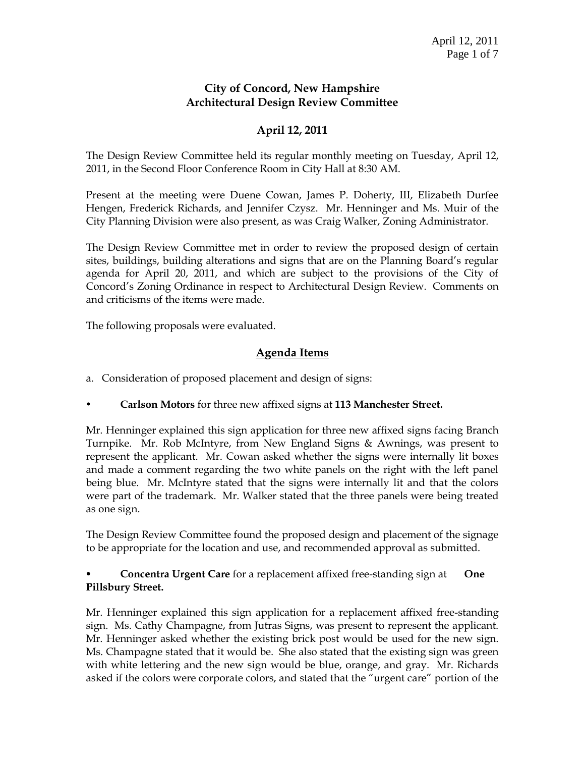# City of Concord, New Hampshire
# Architectural Design Review Committee

## April 12, 2011

The Design Review Committee held its regular monthly meeting on Tuesday, April 12, 2011, in the Second Floor Conference Room in City Hall at 8:30 AM.

Present at the meeting were Duene Cowan, James P. Doherty, III, Elizabeth Durfee Hengen, Frederick Richards, and Jennifer Czysz. Mr. Henninger and Ms. Muir of the City Planning Division were also present, as was Craig Walker, Zoning Administrator.

The Design Review Committee met in order to review the proposed design of certain sites, buildings, building alterations and signs that are on the Planning Board's regular agenda for April 20, 2011, and which are subject to the provisions of the City of Concord's Zoning Ordinance in respect to Architectural Design Review. Comments on and criticisms of the items were made.

The following proposals were evaluated.

## Agenda Items

a. Consideration of proposed placement and design of signs:

- **Carlson Motors** for three new affixed signs at **113 Manchester Street.**

Mr. Henninger explained this sign application for three new affixed signs facing Branch Turnpike. Mr. Rob McIntyre, from New England Signs & Awnings, was present to represent the applicant. Mr. Cowan asked whether the signs were internally lit boxes and made a comment regarding the two white panels on the right with the left panel being blue. Mr. McIntyre stated that the signs were internally lit and that the colors were part of the trademark. Mr. Walker stated that the three panels were being treated as one sign.

The Design Review Committee found the proposed design and placement of the signage to be appropriate for the location and use, and recommended approval as submitted.

- **Concentra Urgent Care** for a replacement affixed free-standing sign at **One Pillsbury Street.**

Mr. Henninger explained this sign application for a replacement affixed free-standing sign. Ms. Cathy Champagne, from Jutras Signs, was present to represent the applicant. Mr. Henninger asked whether the existing brick post would be used for the new sign. Ms. Champagne stated that it would be. She also stated that the existing sign was green with white lettering and the new sign would be blue, orange, and gray. Mr. Richards asked if the colors were corporate colors, and stated that the "urgent care" portion of the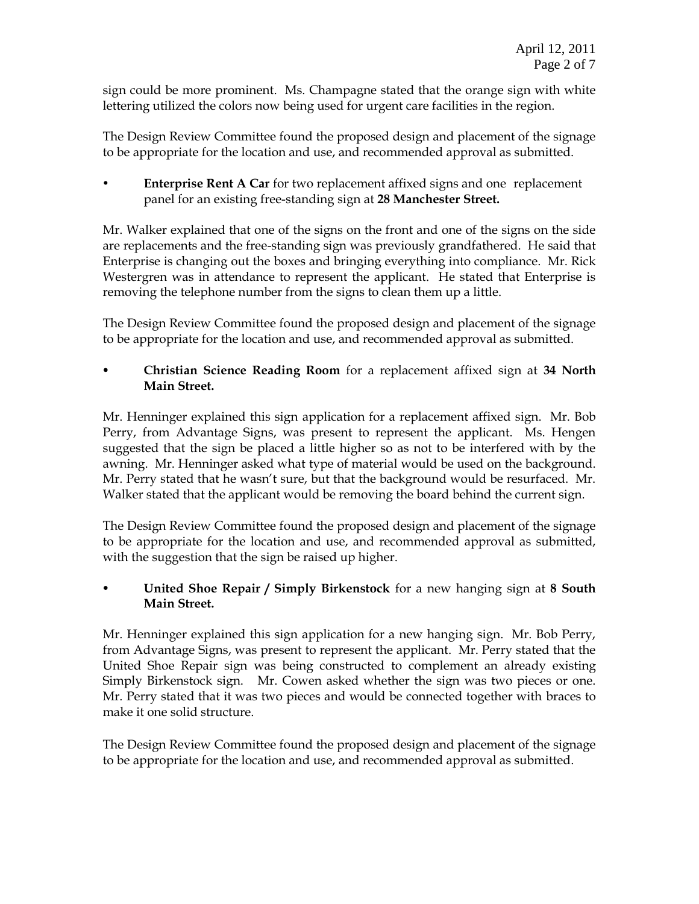sign could be more prominent. Ms. Champagne stated that the orange sign with white lettering utilized the colors now being used for urgent care facilities in the region.

The Design Review Committee found the proposed design and placement of the signage to be appropriate for the location and use, and recommended approval as submitted.

- **Enterprise Rent A Car** for two replacement affixed signs and one replacement panel for an existing free-standing sign at **28 Manchester Street.**

Mr. Walker explained that one of the signs on the front and one of the signs on the side are replacements and the free-standing sign was previously grandfathered. He said that Enterprise is changing out the boxes and bringing everything into compliance. Mr. Rick Westergren was in attendance to represent the applicant. He stated that Enterprise is removing the telephone number from the signs to clean them up a little.

The Design Review Committee found the proposed design and placement of the signage to be appropriate for the location and use, and recommended approval as submitted.

- **Christian Science Reading Room** for a replacement affixed sign at **34 North Main Street.**

Mr. Henninger explained this sign application for a replacement affixed sign. Mr. Bob Perry, from Advantage Signs, was present to represent the applicant. Ms. Hengen suggested that the sign be placed a little higher so as not to be interfered with by the awning. Mr. Henninger asked what type of material would be used on the background. Mr. Perry stated that he wasn't sure, but that the background would be resurfaced. Mr. Walker stated that the applicant would be removing the board behind the current sign.

The Design Review Committee found the proposed design and placement of the signage to be appropriate for the location and use, and recommended approval as submitted, with the suggestion that the sign be raised up higher.

- **United Shoe Repair / Simply Birkenstock** for a new hanging sign at **8 South Main Street.**

Mr. Henninger explained this sign application for a new hanging sign. Mr. Bob Perry, from Advantage Signs, was present to represent the applicant. Mr. Perry stated that the United Shoe Repair sign was being constructed to complement an already existing Simply Birkenstock sign. Mr. Cowen asked whether the sign was two pieces or one. Mr. Perry stated that it was two pieces and would be connected together with braces to make it one solid structure.

The Design Review Committee found the proposed design and placement of the signage to be appropriate for the location and use, and recommended approval as submitted.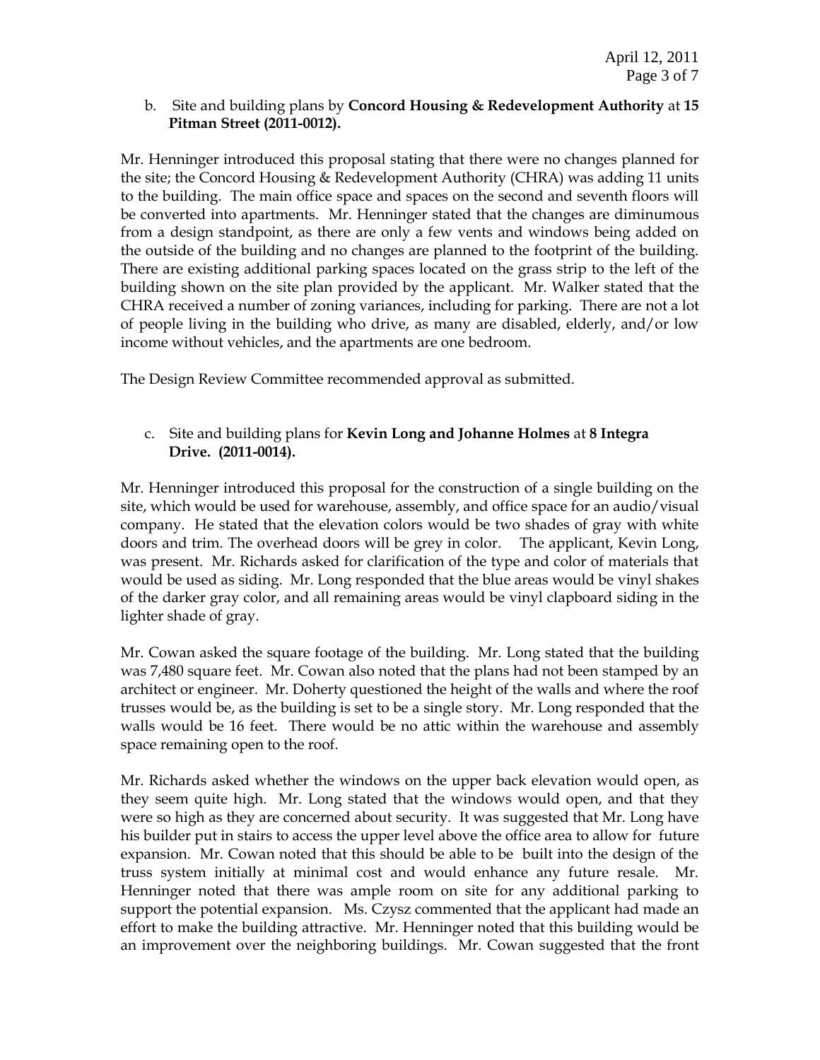b. Site and building plans by **Concord Housing & Redevelopment Authority** at **15 Pitman Street (2011-0012).**

Mr. Henninger introduced this proposal stating that there were no changes planned for the site; the Concord Housing & Redevelopment Authority (CHRA) was adding 11 units to the building. The main office space and spaces on the second and seventh floors will be converted into apartments. Mr. Henninger stated that the changes are diminumous from a design standpoint, as there are only a few vents and windows being added on the outside of the building and no changes are planned to the footprint of the building. There are existing additional parking spaces located on the grass strip to the left of the building shown on the site plan provided by the applicant. Mr. Walker stated that the CHRA received a number of zoning variances, including for parking. There are not a lot of people living in the building who drive, as many are disabled, elderly, and/or low income without vehicles, and the apartments are one bedroom.

The Design Review Committee recommended approval as submitted.

c. Site and building plans for **Kevin Long and Johanne Holmes** at **8 Integra Drive. (2011-0014).**

Mr. Henninger introduced this proposal for the construction of a single building on the site, which would be used for warehouse, assembly, and office space for an audio/visual company. He stated that the elevation colors would be two shades of gray with white doors and trim. The overhead doors will be grey in color. The applicant, Kevin Long, was present. Mr. Richards asked for clarification of the type and color of materials that would be used as siding. Mr. Long responded that the blue areas would be vinyl shakes of the darker gray color, and all remaining areas would be vinyl clapboard siding in the lighter shade of gray.

Mr. Cowan asked the square footage of the building. Mr. Long stated that the building was 7,480 square feet. Mr. Cowan also noted that the plans had not been stamped by an architect or engineer. Mr. Doherty questioned the height of the walls and where the roof trusses would be, as the building is set to be a single story. Mr. Long responded that the walls would be 16 feet. There would be no attic within the warehouse and assembly space remaining open to the roof.

Mr. Richards asked whether the windows on the upper back elevation would open, as they seem quite high. Mr. Long stated that the windows would open, and that they were so high as they are concerned about security. It was suggested that Mr. Long have his builder put in stairs to access the upper level above the office area to allow for future expansion. Mr. Cowan noted that this should be able to be built into the design of the truss system initially at minimal cost and would enhance any future resale. Mr. Henninger noted that there was ample room on site for any additional parking to support the potential expansion. Ms. Czysz commented that the applicant had made an effort to make the building attractive. Mr. Henninger noted that this building would be an improvement over the neighboring buildings. Mr. Cowan suggested that the front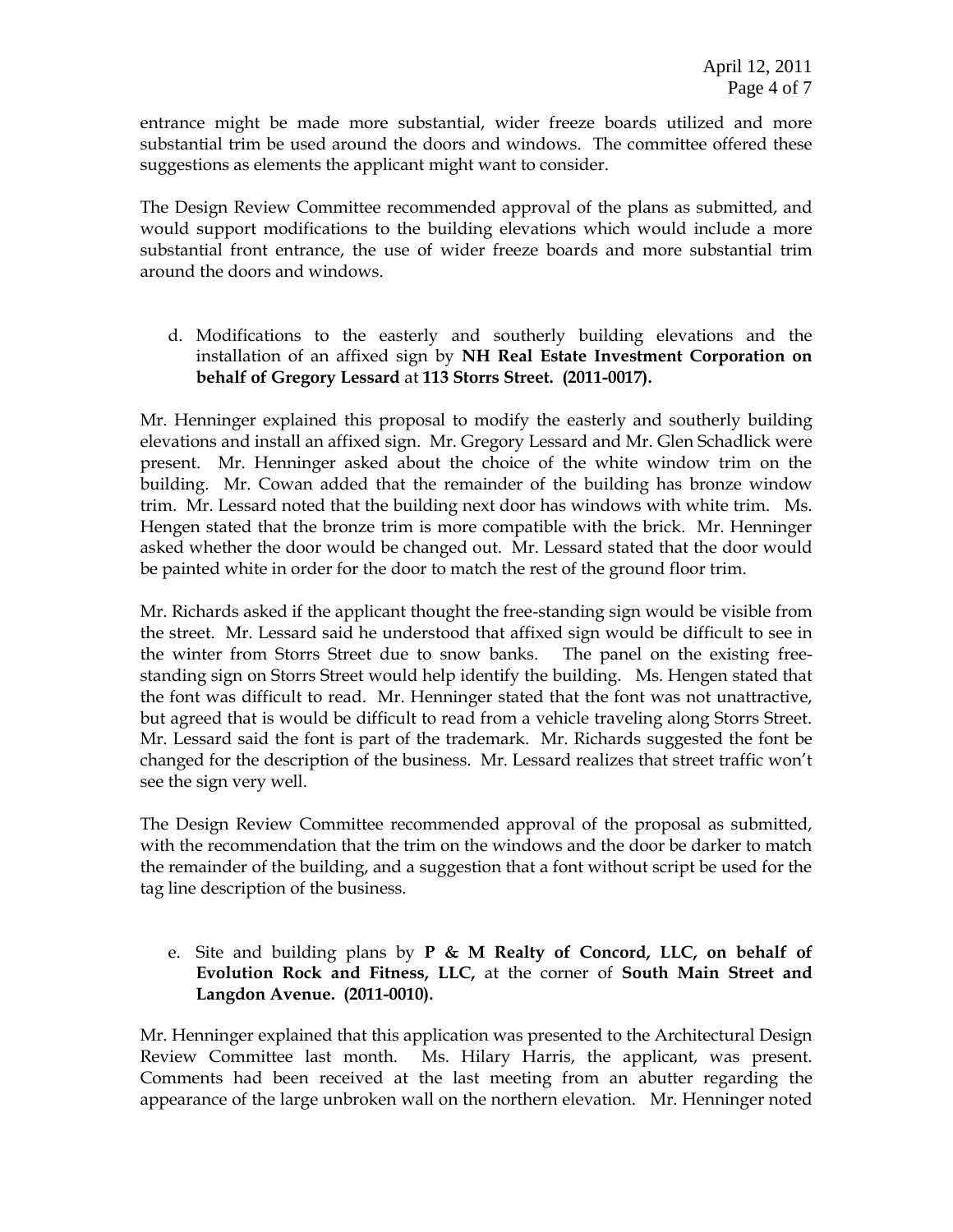entrance might be made more substantial, wider freeze boards utilized and more substantial trim be used around the doors and windows. The committee offered these suggestions as elements the applicant might want to consider.

The Design Review Committee recommended approval of the plans as submitted, and would support modifications to the building elevations which would include a more substantial front entrance, the use of wider freeze boards and more substantial trim around the doors and windows.

d. Modifications to the easterly and southerly building elevations and the installation of an affixed sign by **NH Real Estate Investment Corporation on behalf of Gregory Lessard** at **113 Storrs Street. (2011-0017).**

Mr. Henninger explained this proposal to modify the easterly and southerly building elevations and install an affixed sign. Mr. Gregory Lessard and Mr. Glen Schadlick were present. Mr. Henninger asked about the choice of the white window trim on the building. Mr. Cowan added that the remainder of the building has bronze window trim. Mr. Lessard noted that the building next door has windows with white trim. Ms. Hengen stated that the bronze trim is more compatible with the brick. Mr. Henninger asked whether the door would be changed out. Mr. Lessard stated that the door would be painted white in order for the door to match the rest of the ground floor trim.

Mr. Richards asked if the applicant thought the free-standing sign would be visible from the street. Mr. Lessard said he understood that affixed sign would be difficult to see in the winter from Storrs Street due to snow banks. The panel on the existing free-standing sign on Storrs Street would help identify the building. Ms. Hengen stated that the font was difficult to read. Mr. Henninger stated that the font was not unattractive, but agreed that is would be difficult to read from a vehicle traveling along Storrs Street. Mr. Lessard said the font is part of the trademark. Mr. Richards suggested the font be changed for the description of the business. Mr. Lessard realizes that street traffic won't see the sign very well.

The Design Review Committee recommended approval of the proposal as submitted, with the recommendation that the trim on the windows and the door be darker to match the remainder of the building, and a suggestion that a font without script be used for the tag line description of the business.

e. Site and building plans by **P & M Realty of Concord, LLC, on behalf of Evolution Rock and Fitness, LLC,** at the corner of **South Main Street and Langdon Avenue. (2011-0010).**

Mr. Henninger explained that this application was presented to the Architectural Design Review Committee last month. Ms. Hilary Harris, the applicant, was present. Comments had been received at the last meeting from an abutter regarding the appearance of the large unbroken wall on the northern elevation. Mr. Henninger noted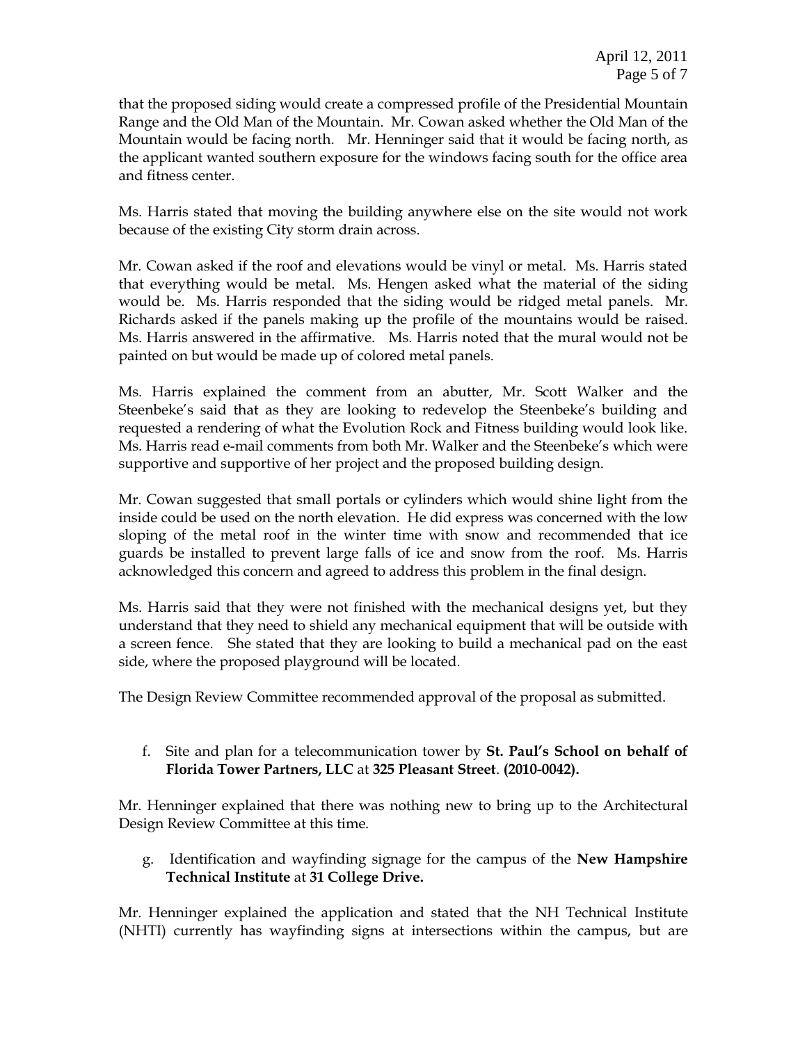that the proposed siding would create a compressed profile of the Presidential Mountain Range and the Old Man of the Mountain. Mr. Cowan asked whether the Old Man of the Mountain would be facing north. Mr. Henninger said that it would be facing north, as the applicant wanted southern exposure for the windows facing south for the office area and fitness center.

Ms. Harris stated that moving the building anywhere else on the site would not work because of the existing City storm drain across.

Mr. Cowan asked if the roof and elevations would be vinyl or metal. Ms. Harris stated that everything would be metal. Ms. Hengen asked what the material of the siding would be. Ms. Harris responded that the siding would be ridged metal panels. Mr. Richards asked if the panels making up the profile of the mountains would be raised. Ms. Harris answered in the affirmative. Ms. Harris noted that the mural would not be painted on but would be made up of colored metal panels.

Ms. Harris explained the comment from an abutter, Mr. Scott Walker and the Steenbeke's said that as they are looking to redevelop the Steenbeke's building and requested a rendering of what the Evolution Rock and Fitness building would look like. Ms. Harris read e-mail comments from both Mr. Walker and the Steenbeke's which were supportive and supportive of her project and the proposed building design.

Mr. Cowan suggested that small portals or cylinders which would shine light from the inside could be used on the north elevation. He did express was concerned with the low sloping of the metal roof in the winter time with snow and recommended that ice guards be installed to prevent large falls of ice and snow from the roof. Ms. Harris acknowledged this concern and agreed to address this problem in the final design.

Ms. Harris said that they were not finished with the mechanical designs yet, but they understand that they need to shield any mechanical equipment that will be outside with a screen fence. She stated that they are looking to build a mechanical pad on the east side, where the proposed playground will be located.

The Design Review Committee recommended approval of the proposal as submitted.

f. Site and plan for a telecommunication tower by **St. Paul's School on behalf of Florida Tower Partners, LLC** at **325 Pleasant Street**. **(2010-0042).**

Mr. Henninger explained that there was nothing new to bring up to the Architectural Design Review Committee at this time.

g. Identification and wayfinding signage for the campus of the **New Hampshire Technical Institute** at **31 College Drive.**

Mr. Henninger explained the application and stated that the NH Technical Institute (NHTI) currently has wayfinding signs at intersections within the campus, but are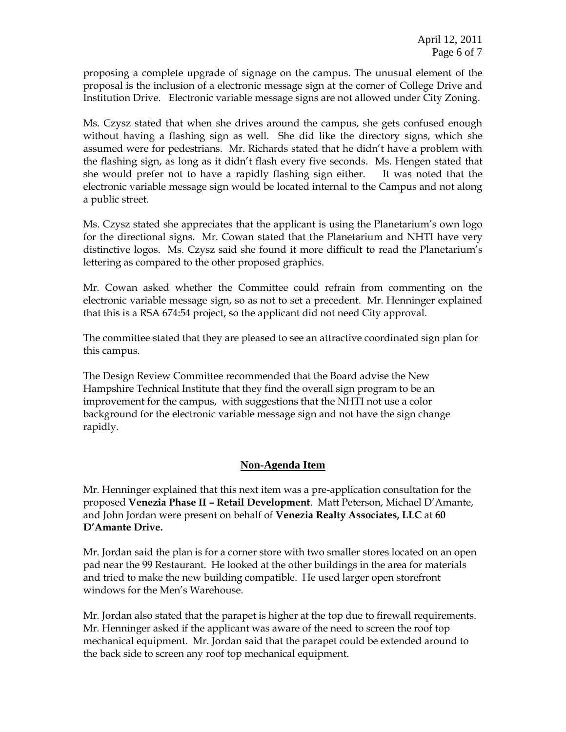proposing a complete upgrade of signage on the campus. The unusual element of the proposal is the inclusion of a electronic message sign at the corner of College Drive and Institution Drive. Electronic variable message signs are not allowed under City Zoning.

Ms. Czysz stated that when she drives around the campus, she gets confused enough without having a flashing sign as well. She did like the directory signs, which she assumed were for pedestrians. Mr. Richards stated that he didn't have a problem with the flashing sign, as long as it didn't flash every five seconds. Ms. Hengen stated that she would prefer not to have a rapidly flashing sign either. It was noted that the electronic variable message sign would be located internal to the Campus and not along a public street.

Ms. Czysz stated she appreciates that the applicant is using the Planetarium's own logo for the directional signs. Mr. Cowan stated that the Planetarium and NHTI have very distinctive logos. Ms. Czysz said she found it more difficult to read the Planetarium's lettering as compared to the other proposed graphics.

Mr. Cowan asked whether the Committee could refrain from commenting on the electronic variable message sign, so as not to set a precedent. Mr. Henninger explained that this is a RSA 674:54 project, so the applicant did not need City approval.

The committee stated that they are pleased to see an attractive coordinated sign plan for this campus.

The Design Review Committee recommended that the Board advise the New Hampshire Technical Institute that they find the overall sign program to be an improvement for the campus, with suggestions that the NHTI not use a color background for the electronic variable message sign and not have the sign change rapidly.

## Non-Agenda Item

Mr. Henninger explained that this next item was a pre-application consultation for the proposed **Venezia Phase II – Retail Development**. Matt Peterson, Michael D'Amante, and John Jordan were present on behalf of **Venezia Realty Associates, LLC** at **60 D'Amante Drive.**

Mr. Jordan said the plan is for a corner store with two smaller stores located on an open pad near the 99 Restaurant. He looked at the other buildings in the area for materials and tried to make the new building compatible. He used larger open storefront windows for the Men's Warehouse.

Mr. Jordan also stated that the parapet is higher at the top due to firewall requirements. Mr. Henninger asked if the applicant was aware of the need to screen the roof top mechanical equipment. Mr. Jordan said that the parapet could be extended around to the back side to screen any roof top mechanical equipment.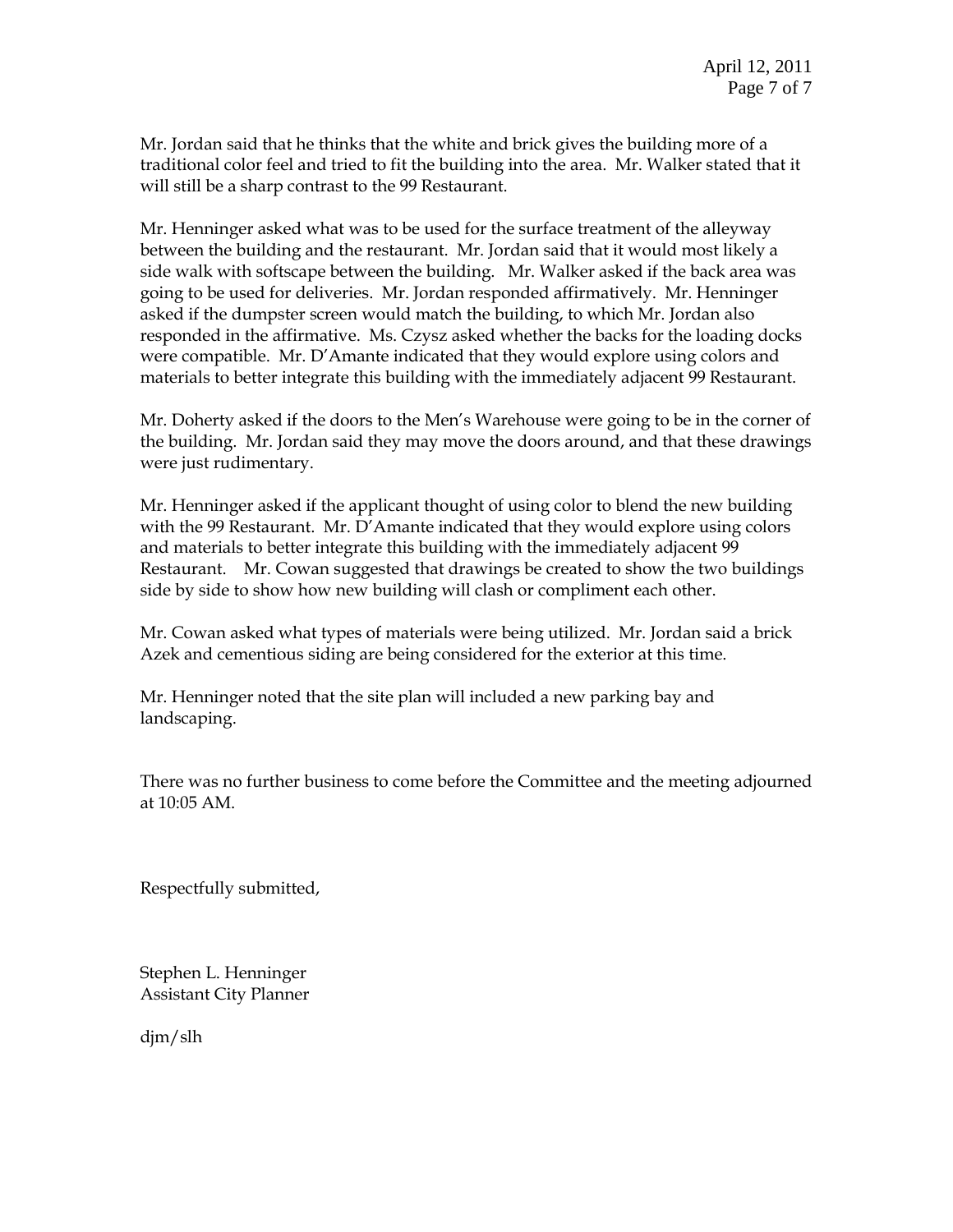Mr. Jordan said that he thinks that the white and brick gives the building more of a traditional color feel and tried to fit the building into the area. Mr. Walker stated that it will still be a sharp contrast to the 99 Restaurant.

Mr. Henninger asked what was to be used for the surface treatment of the alleyway between the building and the restaurant. Mr. Jordan said that it would most likely a side walk with softscape between the building. Mr. Walker asked if the back area was going to be used for deliveries. Mr. Jordan responded affirmatively. Mr. Henninger asked if the dumpster screen would match the building, to which Mr. Jordan also responded in the affirmative. Ms. Czysz asked whether the backs for the loading docks were compatible. Mr. D'Amante indicated that they would explore using colors and materials to better integrate this building with the immediately adjacent 99 Restaurant.

Mr. Doherty asked if the doors to the Men's Warehouse were going to be in the corner of the building. Mr. Jordan said they may move the doors around, and that these drawings were just rudimentary.

Mr. Henninger asked if the applicant thought of using color to blend the new building with the 99 Restaurant. Mr. D'Amante indicated that they would explore using colors and materials to better integrate this building with the immediately adjacent 99 Restaurant. Mr. Cowan suggested that drawings be created to show the two buildings side by side to show how new building will clash or compliment each other.

Mr. Cowan asked what types of materials were being utilized. Mr. Jordan said a brick Azek and cementious siding are being considered for the exterior at this time.

Mr. Henninger noted that the site plan will included a new parking bay and landscaping.

There was no further business to come before the Committee and the meeting adjourned at 10:05 AM.

Respectfully submitted,

Stephen L. Henninger
Assistant City Planner

djm/slh